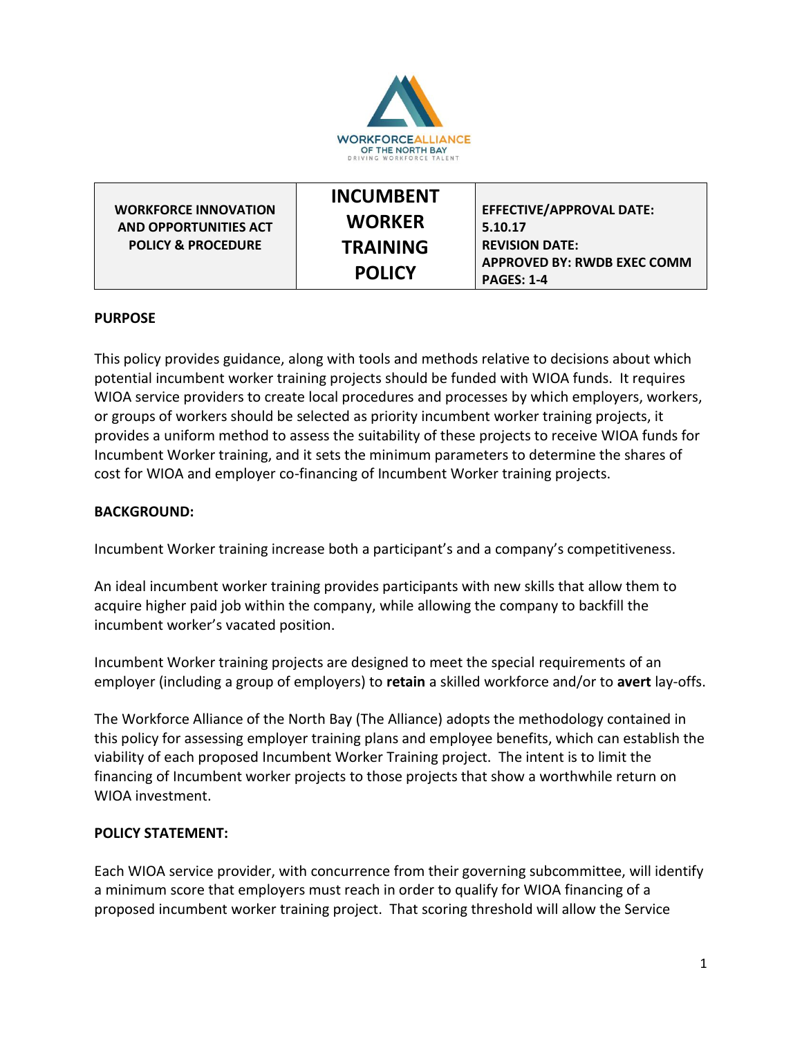| WORKFORCE INNOVATION AND OPPORTUNITIES ACT POLICY & PROCEDURE | INCUMBENT WORKER TRAINING POLICY | EFFECTIVE/APPROVAL DATE: 5.10.17<br>REVISION DATE:<br>APPROVED BY: RWDB EXEC COMM<br>PAGES: 1-4 |
|---|---|---|

**PURPOSE**

This policy provides guidance, along with tools and methods relative to decisions about which potential incumbent worker training projects should be funded with WIOA funds. It requires WIOA service providers to create local procedures and processes by which employers, workers, or groups of workers should be selected as priority incumbent worker training projects, it provides a uniform method to assess the suitability of these projects to receive WIOA funds for Incumbent Worker training, and it sets the minimum parameters to determine the shares of cost for WIOA and employer co-financing of Incumbent Worker training projects.

**BACKGROUND:**

Incumbent Worker training increase both a participant's and a company's competitiveness.

An ideal incumbent worker training provides participants with new skills that allow them to acquire higher paid job within the company, while allowing the company to backfill the incumbent worker's vacated position.

Incumbent Worker training projects are designed to meet the special requirements of an employer (including a group of employers) to **retain** a skilled workforce and/or to **avert** lay-offs.

The Workforce Alliance of the North Bay (The Alliance) adopts the methodology contained in this policy for assessing employer training plans and employee benefits, which can establish the viability of each proposed Incumbent Worker Training project. The intent is to limit the financing of Incumbent worker projects to those projects that show a worthwhile return on WIOA investment.

**POLICY STATEMENT:**

Each WIOA service provider, with concurrence from their governing subcommittee, will identify a minimum score that employers must reach in order to qualify for WIOA financing of a proposed incumbent worker training project. That scoring threshold will allow the Service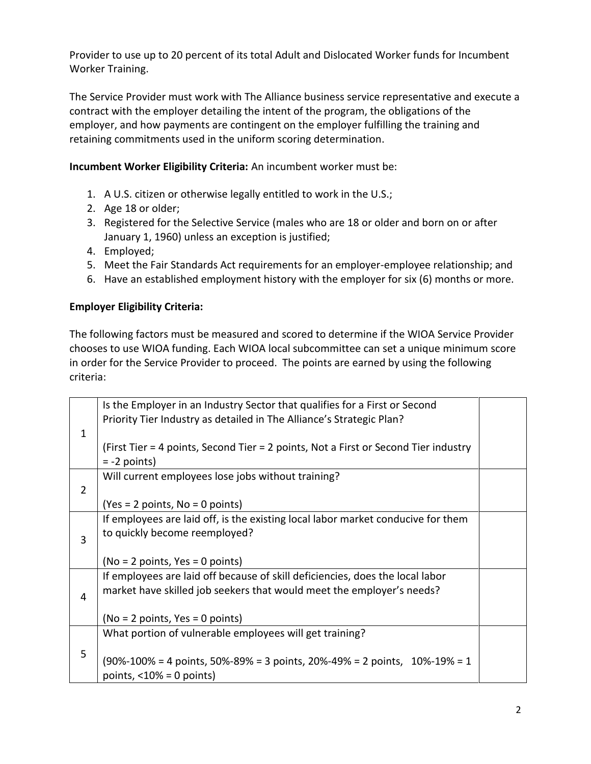Provider to use up to 20 percent of its total Adult and Dislocated Worker funds for Incumbent Worker Training.

The Service Provider must work with The Alliance business service representative and execute a contract with the employer detailing the intent of the program, the obligations of the employer, and how payments are contingent on the employer fulfilling the training and retaining commitments used in the uniform scoring determination.

**Incumbent Worker Eligibility Criteria:** An incumbent worker must be:

1. A U.S. citizen or otherwise legally entitled to work in the U.S.;
2. Age 18 or older;
3. Registered for the Selective Service (males who are 18 or older and born on or after January 1, 1960) unless an exception is justified;
4. Employed;
5. Meet the Fair Standards Act requirements for an employer-employee relationship; and
6. Have an established employment history with the employer for six (6) months or more.

**Employer Eligibility Criteria:**

The following factors must be measured and scored to determine if the WIOA Service Provider chooses to use WIOA funding. Each WIOA local subcommittee can set a unique minimum score in order for the Service Provider to proceed. The points are earned by using the following criteria:

| | | |
|---|---|---|
| 1 | Is the Employer in an Industry Sector that qualifies for a First or Second Priority Tier Industry as detailed in The Alliance's Strategic Plan?<br><br>(First Tier = 4 points, Second Tier = 2 points, Not a First or Second Tier industry = -2 points) | |
| 2 | Will current employees lose jobs without training?<br><br>(Yes = 2 points, No = 0 points) | |
| 3 | If employees are laid off, is the existing local labor market conducive for them to quickly become reemployed?<br><br>(No = 2 points, Yes = 0 points) | |
| 4 | If employees are laid off because of skill deficiencies, does the local labor market have skilled job seekers that would meet the employer's needs?<br><br>(No = 2 points, Yes = 0 points) | |
| 5 | What portion of vulnerable employees will get training?<br><br>(90%-100% = 4 points, 50%-89% = 3 points, 20%-49% = 2 points, 10%-19% = 1 points, <10% = 0 points) | |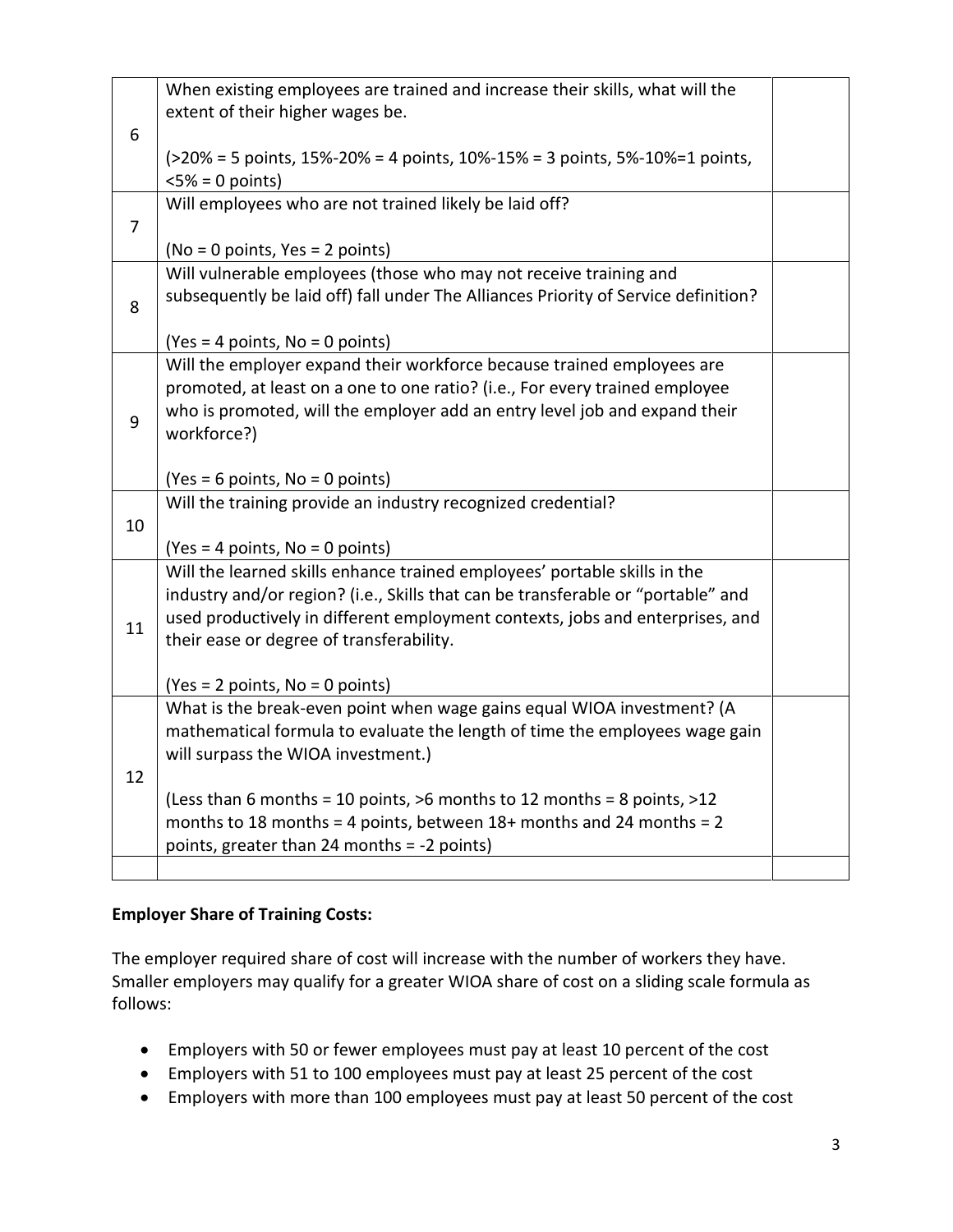| | | |
|---|---|---|
| 6 | When existing employees are trained and increase their skills, what will the extent of their higher wages be.<br><br>(>20% = 5 points, 15%-20% = 4 points, 10%-15% = 3 points, 5%-10%=1 points, <5% = 0 points) | |
| 7 | Will employees who are not trained likely be laid off?<br><br>(No = 0 points, Yes = 2 points) | |
| 8 | Will vulnerable employees (those who may not receive training and subsequently be laid off) fall under The Alliances Priority of Service definition?<br><br>(Yes = 4 points, No = 0 points) | |
| 9 | Will the employer expand their workforce because trained employees are promoted, at least on a one to one ratio? (i.e., For every trained employee who is promoted, will the employer add an entry level job and expand their workforce?)<br><br>(Yes = 6 points, No = 0 points) | |
| 10 | Will the training provide an industry recognized credential?<br><br>(Yes = 4 points, No = 0 points) | |
| 11 | Will the learned skills enhance trained employees' portable skills in the industry and/or region? (i.e., Skills that can be transferable or "portable" and used productively in different employment contexts, jobs and enterprises, and their ease or degree of transferability.<br><br>(Yes = 2 points, No = 0 points) | |
| 12 | What is the break-even point when wage gains equal WIOA investment? (A mathematical formula to evaluate the length of time the employees wage gain will surpass the WIOA investment.)<br><br>(Less than 6 months = 10 points, >6 months to 12 months = 8 points, >12 months to 18 months = 4 points, between 18+ months and 24 months = 2 points, greater than 24 months = -2 points) | |
| | | |

**Employer Share of Training Costs:**

The employer required share of cost will increase with the number of workers they have. Smaller employers may qualify for a greater WIOA share of cost on a sliding scale formula as follows:

- Employers with 50 or fewer employees must pay at least 10 percent of the cost
- Employers with 51 to 100 employees must pay at least 25 percent of the cost
- Employers with more than 100 employees must pay at least 50 percent of the cost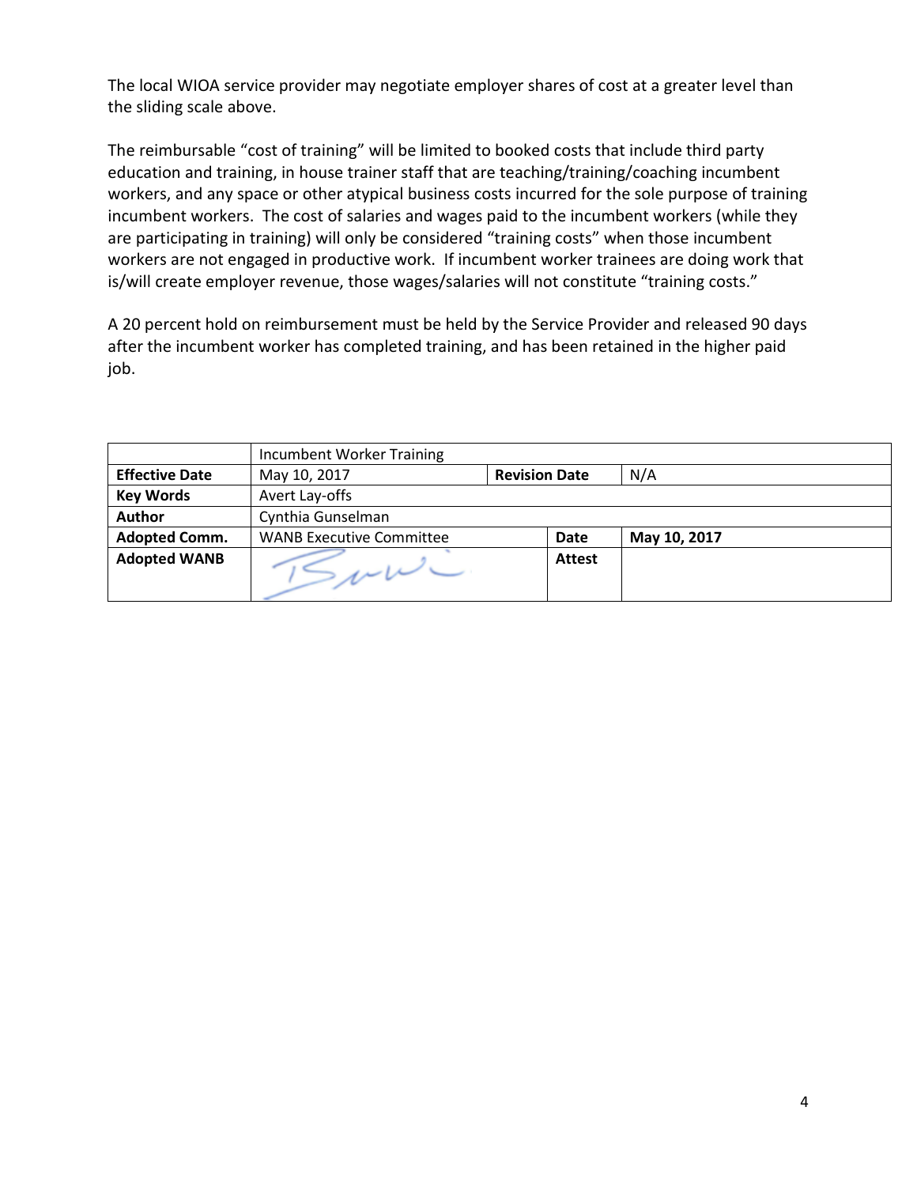The local WIOA service provider may negotiate employer shares of cost at a greater level than the sliding scale above.

The reimbursable “cost of training” will be limited to booked costs that include third party education and training, in house trainer staff that are teaching/training/coaching incumbent workers, and any space or other atypical business costs incurred for the sole purpose of training incumbent workers. The cost of salaries and wages paid to the incumbent workers (while they are participating in training) will only be considered “training costs” when those incumbent workers are not engaged in productive work. If incumbent worker trainees are doing work that is/will create employer revenue, those wages/salaries will not constitute “training costs.”

A 20 percent hold on reimbursement must be held by the Service Provider and released 90 days after the incumbent worker has completed training, and has been retained in the higher paid job.

| | | | |
|---|---|---|---|
| | Incumbent Worker Training | | |
| **Effective Date** | May 10, 2017 | **Revision Date** | N/A |
| **Key Words** | Avert Lay-offs | | |
| **Author** | Cynthia Gunselman | | |
| **Adopted Comm.** | WANB Executive Committee | **Date** | **May 10, 2017** |
| **Adopted WANB** | [signature] | **Attest** | |